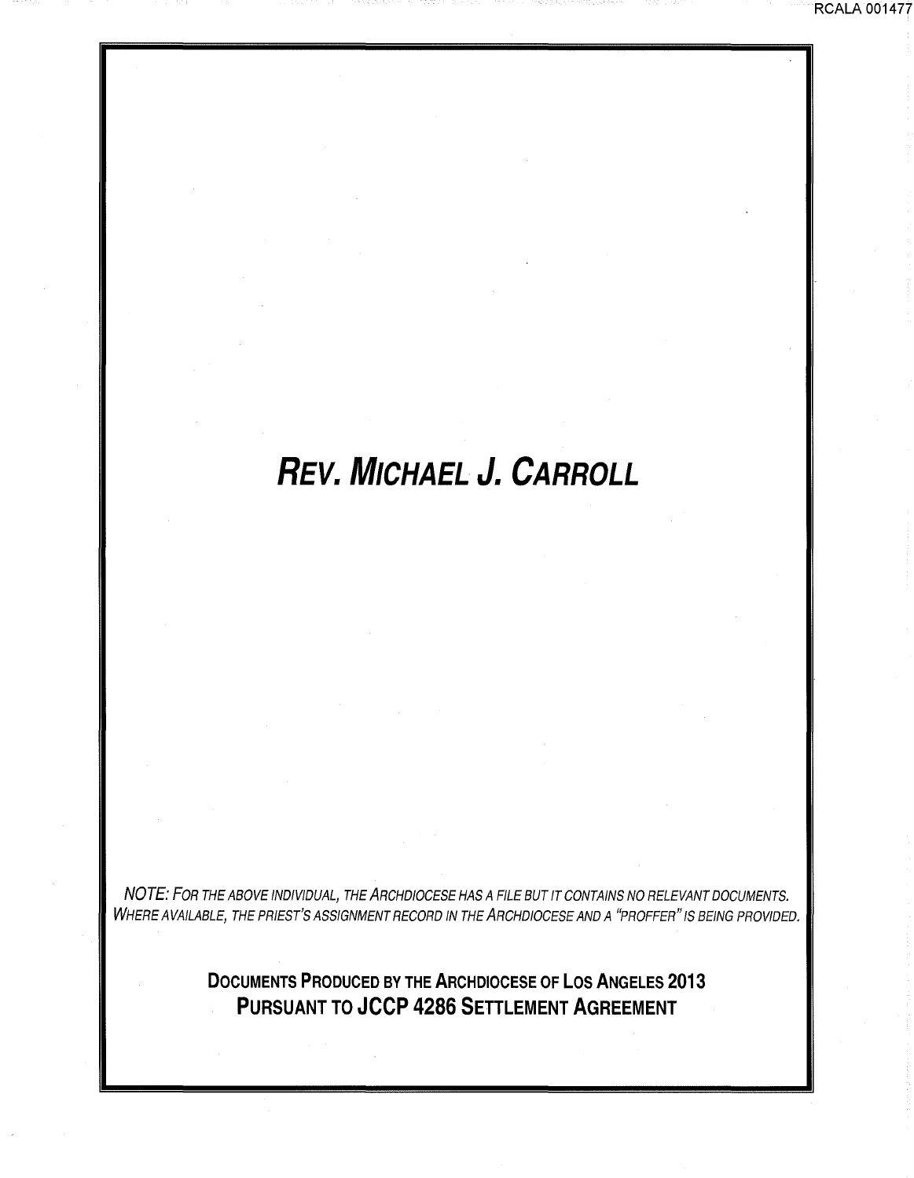# ***REV. MICHAEL J. CARROLL***

*NOTE: FOR THE ABOVE INDIVIDUAL, THE ARCHDIOCESE HAS A FILE BUT IT CONTAINS NO RELEVANT DOCUMENTS. WHERE AVAILABLE, THE PRIEST'S ASSIGNMENT RECORD IN THE ARCHDIOCESE AND A "PROFFER" IS BEING PROVIDED.*

**DOCUMENTS PRODUCED BY THE ARCHDIOCESE OF LOS ANGELES 2013**
**PURSUANT TO JCCP 4286 SETTLEMENT AGREEMENT**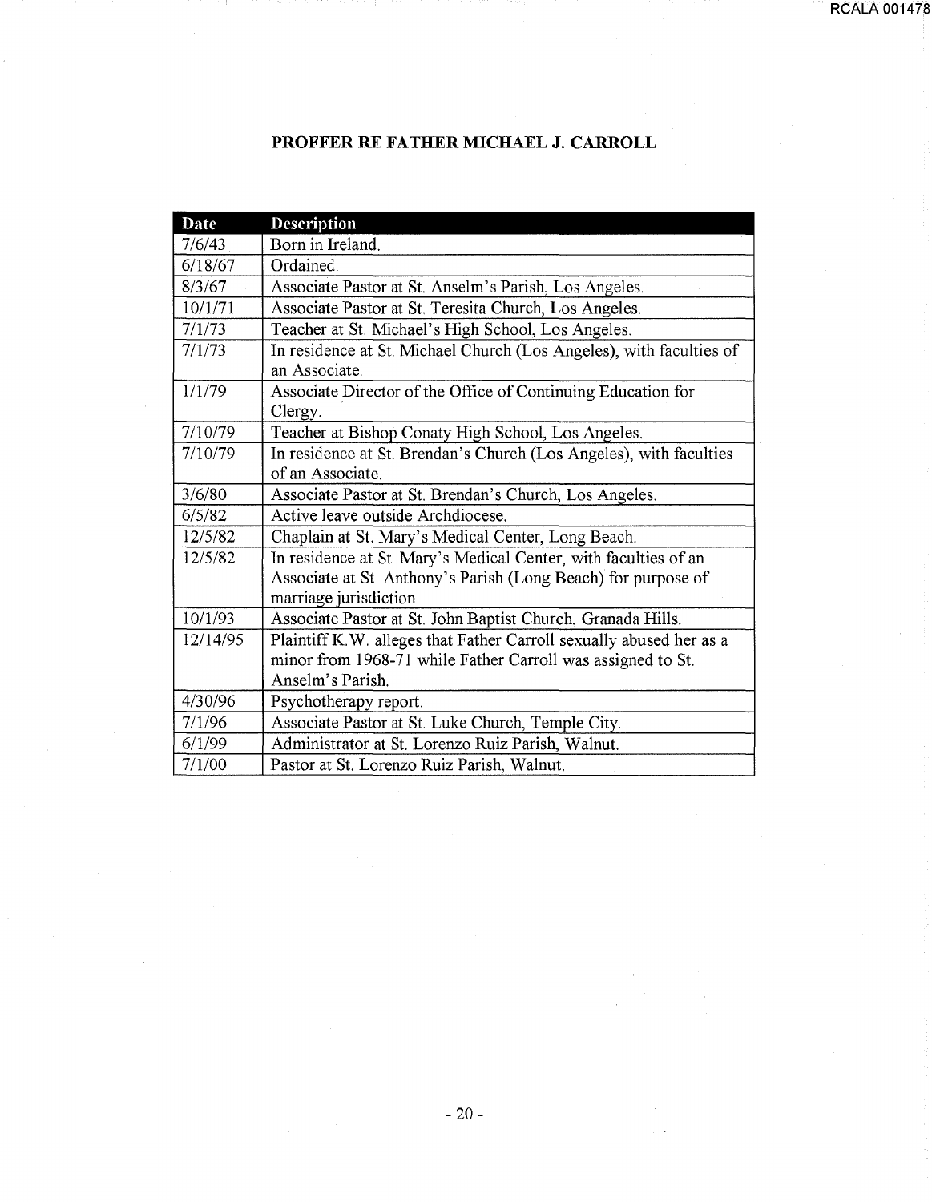# PROFFER RE FATHER MICHAEL J. CARROLL

| Date | Description |
|---|---|
| 7/6/43 | Born in Ireland. |
| 6/18/67 | Ordained. |
| 8/3/67 | Associate Pastor at St. Anselm's Parish, Los Angeles. |
| 10/1/71 | Associate Pastor at St. Teresita Church, Los Angeles. |
| 7/1/73 | Teacher at St. Michael's High School, Los Angeles. |
| 7/1/73 | In residence at St. Michael Church (Los Angeles), with faculties of an Associate. |
| 1/1/79 | Associate Director of the Office of Continuing Education for Clergy. |
| 7/10/79 | Teacher at Bishop Conaty High School, Los Angeles. |
| 7/10/79 | In residence at St. Brendan's Church (Los Angeles), with faculties of an Associate. |
| 3/6/80 | Associate Pastor at St. Brendan's Church, Los Angeles. |
| 6/5/82 | Active leave outside Archdiocese. |
| 12/5/82 | Chaplain at St. Mary's Medical Center, Long Beach. |
| 12/5/82 | In residence at St. Mary's Medical Center, with faculties of an Associate at St. Anthony's Parish (Long Beach) for purpose of marriage jurisdiction. |
| 10/1/93 | Associate Pastor at St. John Baptist Church, Granada Hills. |
| 12/14/95 | Plaintiff K.W. alleges that Father Carroll sexually abused her as a minor from 1968-71 while Father Carroll was assigned to St. Anselm's Parish. |
| 4/30/96 | Psychotherapy report. |
| 7/1/96 | Associate Pastor at St. Luke Church, Temple City. |
| 6/1/99 | Administrator at St. Lorenzo Ruiz Parish, Walnut. |
| 7/1/00 | Pastor at St. Lorenzo Ruiz Parish, Walnut. |